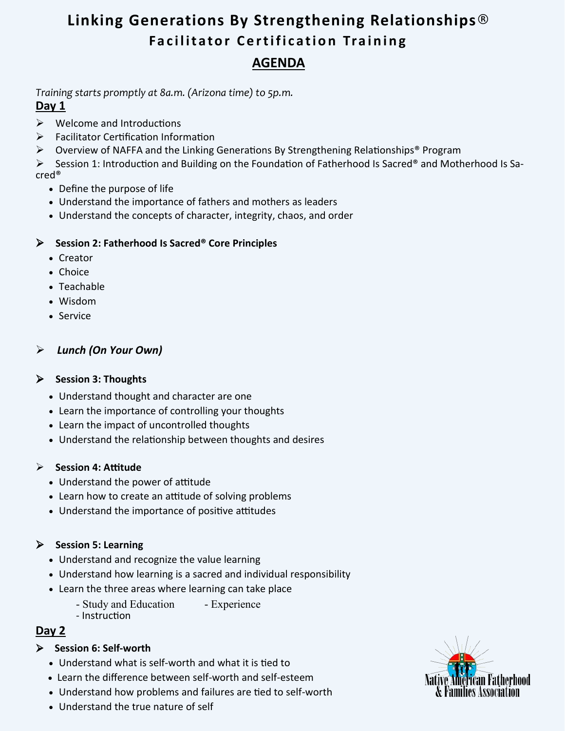# Linking Generations By Strengthening Relationships®

## Facilitator Certification Training

## AGENDA

*Training starts promptly at 8a.m. (Arizona time) to 5p.m.*

### Day 1

- Welcome and Introductions
- Facilitator Certification Information
- Overview of NAFFA and the Linking Generations By Strengthening Relationships® Program
- Session 1: Introduction and Building on the Foundation of Fatherhood Is Sacred® and Motherhood Is Sacred®
    - Define the purpose of life
    - Understand the importance of fathers and mothers as leaders
    - Understand the concepts of character, integrity, chaos, and order

- **Session 2: Fatherhood Is Sacred® Core Principles**
    - Creator
    - Choice
    - Teachable
    - Wisdom
    - Service

- ***Lunch (On Your Own)***

- **Session 3: Thoughts**
    - Understand thought and character are one
    - Learn the importance of controlling your thoughts
    - Learn the impact of uncontrolled thoughts
    - Understand the relationship between thoughts and desires

- **Session 4: Attitude**
    - Understand the power of attitude
    - Learn how to create an attitude of solving problems
    - Understand the importance of positive attitudes

- **Session 5: Learning**
    - Understand and recognize the value learning
    - Understand how learning is a sacred and individual responsibility
    - Learn the three areas where learning can take place
        - Study and Education
        - Experience
        - Instruction

### Day 2

- **Session 6: Self-worth**
    - Understand what is self-worth and what it is tied to
    - Learn the difference between self-worth and self-esteem
    - Understand how problems and failures are tied to self-worth
    - Understand the true nature of self

Native American Fatherhood & Families Association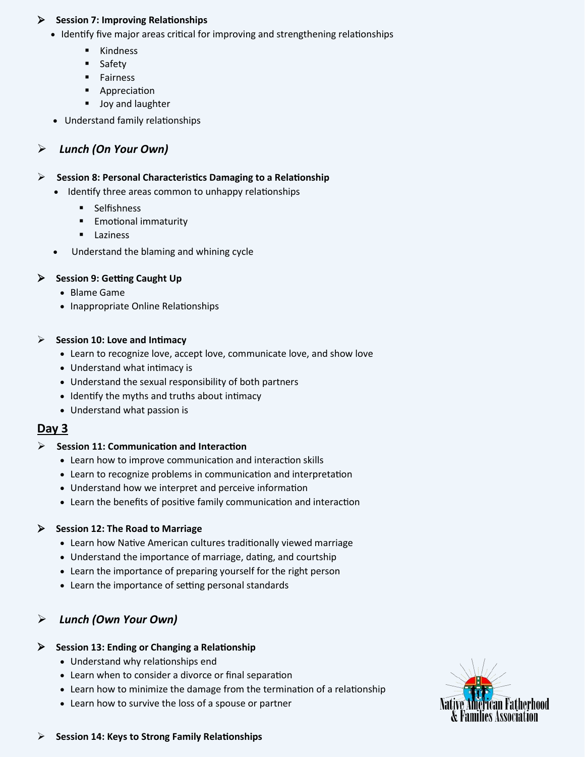- **Session 7: Improving Relationships**
  - Identify five major areas critical for improving and strengthening relationships
    - Kindness
    - Safety
    - Fairness
    - Appreciation
    - Joy and laughter
  - Understand family relationships

- ***Lunch (On Your Own)***

- **Session 8: Personal Characteristics Damaging to a Relationship**
  - Identify three areas common to unhappy relationships
    - Selfishness
    - Emotional immaturity
    - Laziness
  - Understand the blaming and whining cycle

- **Session 9: Getting Caught Up**
  - Blame Game
  - Inappropriate Online Relationships

- **Session 10: Love and Intimacy**
  - Learn to recognize love, accept love, communicate love, and show love
  - Understand what intimacy is
  - Understand the sexual responsibility of both partners
  - Identify the myths and truths about intimacy
  - Understand what passion is

## Day 3

- **Session 11: Communication and Interaction**
  - Learn how to improve communication and interaction skills
  - Learn to recognize problems in communication and interpretation
  - Understand how we interpret and perceive information
  - Learn the benefits of positive family communication and interaction

- **Session 12: The Road to Marriage**
  - Learn how Native American cultures traditionally viewed marriage
  - Understand the importance of marriage, dating, and courtship
  - Learn the importance of preparing yourself for the right person
  - Learn the importance of setting personal standards

- ***Lunch (Own Your Own)***

- **Session 13: Ending or Changing a Relationship**
  - Understand why relationships end
  - Learn when to consider a divorce or final separation
  - Learn how to minimize the damage from the termination of a relationship
  - Learn how to survive the loss of a spouse or partner

- **Session 14: Keys to Strong Family Relationships**

Native American Fatherhood & Families Association